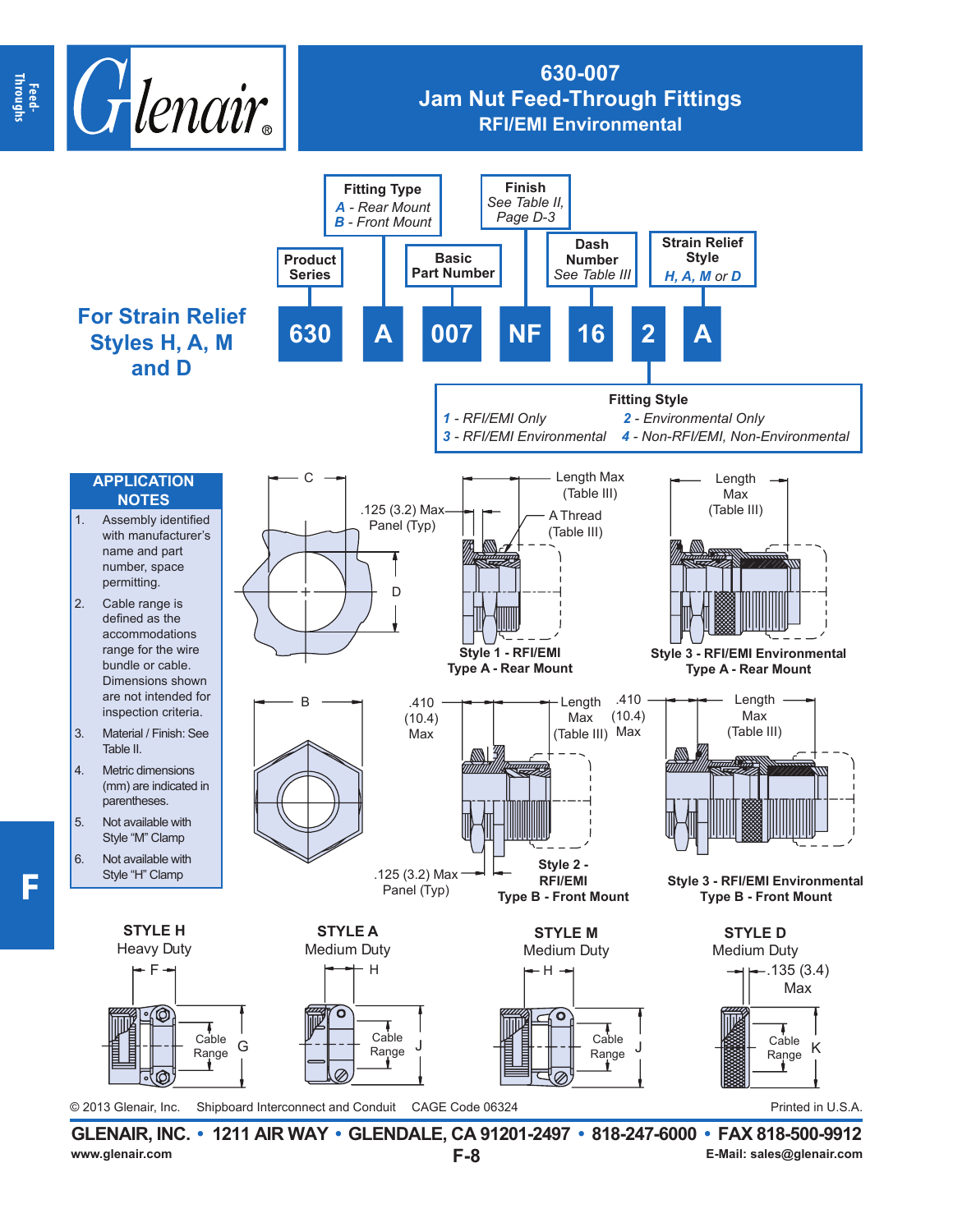# 630-007
## Jam Nut Feed-Through Fittings
### RFI/EMI Environmental

## For Strain Relief Styles H, A, M and D

| 630 | A | 007 | NF | 16 | 2 | A |
|---|---|---|---|---|---|---|

- **Product Series** — 630
- **Fitting Type** — *A* - Rear Mount, *B* - Front Mount
- **Basic Part Number** — 007
- **Finish** — See Table II, Page D-3
- **Dash Number** — See Table III
- **Fitting Style** — *1* - RFI/EMI Only, *2* - Environmental Only, *3* - RFI/EMI Environmental, *4* - Non-RFI/EMI, Non-Environmental
- **Strain Relief Style** — *H, A, M* or *D*

### APPLICATION NOTES

1. Assembly identified with manufacturer's name and part number, space permitting.
2. Cable range is defined as the accommodations range for the wire bundle or cable. Dimensions shown are not intended for inspection criteria.
3. Material / Finish: See Table II.
4. Metric dimensions (mm) are indicated in parentheses.
5. Not available with Style "M" Clamp
6. Not available with Style "H" Clamp

C

D

B

.125 (3.2) Max Panel (Typ)

Length Max (Table III)

A Thread (Table III)

**Style 1 - RFI/EMI**
**Type A - Rear Mount**

**Style 3 - RFI/EMI Environmental**
**Type A - Rear Mount**

.410 (10.4) Max

**Style 2 - RFI/EMI**
**Type B - Front Mount**

**Style 3 - RFI/EMI Environmental**
**Type B - Front Mount**

**STYLE H**
Heavy Duty
F — Cable Range — G

**STYLE A**
Medium Duty
H — Cable Range — J

**STYLE M**
Medium Duty
H — Cable Range — J

**STYLE D**
Medium Duty
.135 (3.4) Max — Cable Range — K

© 2013 Glenair, Inc. Shipboard Interconnect and Conduit CAGE Code 06324 Printed in U.S.A.

**GLENAIR, INC. • 1211 AIR WAY • GLENDALE, CA 91201-2497 • 818-247-6000 • FAX 818-500-9912**
www.glenair.com E-Mail: sales@glenair.com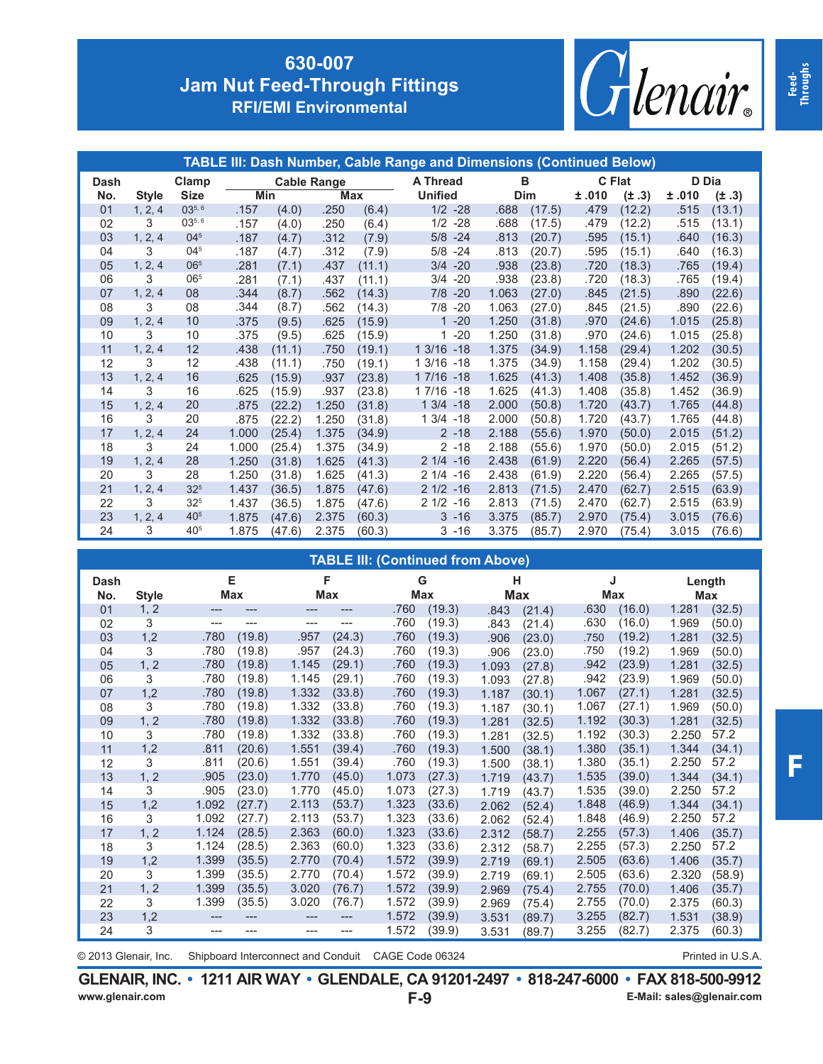# 630-007
## Jam Nut Feed-Through Fittings
### RFI/EMI Environmental

**TABLE III: Dash Number, Cable Range and Dimensions (Continued Below)**

| Dash No. | Style | Clamp Size | Cable Range Min | | Cable Range Max | | A Thread Unified | B Dim | | C Flat ± .010 | (± .3) | D Dia ± .010 | (± .3) |
|---|---|---|---|---|---|---|---|---|---|---|---|---|---|
| 01 | 1, 2, 4 | 03[5, 6] | .157 | (4.0) | .250 | (6.4) | 1/2 -28 | .688 | (17.5) | .479 | (12.2) | .515 | (13.1) |
| 02 | 3 | 03[5, 6] | .157 | (4.0) | .250 | (6.4) | 1/2 -28 | .688 | (17.5) | .479 | (12.2) | .515 | (13.1) |
| 03 | 1, 2, 4 | 04[5] | .187 | (4.7) | .312 | (7.9) | 5/8 -24 | .813 | (20.7) | .595 | (15.1) | .640 | (16.3) |
| 04 | 3 | 04[5] | .187 | (4.7) | .312 | (7.9) | 5/8 -24 | .813 | (20.7) | .595 | (15.1) | .640 | (16.3) |
| 05 | 1, 2, 4 | 06[5] | .281 | (7.1) | .437 | (11.1) | 3/4 -20 | .938 | (23.8) | .720 | (18.3) | .765 | (19.4) |
| 06 | 3 | 06[5] | .281 | (7.1) | .437 | (11.1) | 3/4 -20 | .938 | (23.8) | .720 | (18.3) | .765 | (19.4) |
| 07 | 1, 2, 4 | 08 | .344 | (8.7) | .562 | (14.3) | 7/8 -20 | 1.063 | (27.0) | .845 | (21.5) | .890 | (22.6) |
| 08 | 3 | 08 | .344 | (8.7) | .562 | (14.3) | 7/8 -20 | 1.063 | (27.0) | .845 | (21.5) | .890 | (22.6) |
| 09 | 1, 2, 4 | 10 | .375 | (9.5) | .625 | (15.9) | 1 -20 | 1.250 | (31.8) | .970 | (24.6) | 1.015 | (25.8) |
| 10 | 3 | 10 | .375 | (9.5) | .625 | (15.9) | 1 -20 | 1.250 | (31.8) | .970 | (24.6) | 1.015 | (25.8) |
| 11 | 1, 2, 4 | 12 | .438 | (11.1) | .750 | (19.1) | 1 3/16 -18 | 1.375 | (34.9) | 1.158 | (29.4) | 1.202 | (30.5) |
| 12 | 3 | 12 | .438 | (11.1) | .750 | (19.1) | 1 3/16 -18 | 1.375 | (34.9) | 1.158 | (29.4) | 1.202 | (30.5) |
| 13 | 1, 2, 4 | 16 | .625 | (15.9) | .937 | (23.8) | 1 7/16 -18 | 1.625 | (41.3) | 1.408 | (35.8) | 1.452 | (36.9) |
| 14 | 3 | 16 | .625 | (15.9) | .937 | (23.8) | 1 7/16 -18 | 1.625 | (41.3) | 1.408 | (35.8) | 1.452 | (36.9) |
| 15 | 1, 2, 4 | 20 | .875 | (22.2) | 1.250 | (31.8) | 1 3/4 -18 | 2.000 | (50.8) | 1.720 | (43.7) | 1.765 | (44.8) |
| 16 | 3 | 20 | .875 | (22.2) | 1.250 | (31.8) | 1 3/4 -18 | 2.000 | (50.8) | 1.720 | (43.7) | 1.765 | (44.8) |
| 17 | 1, 2, 4 | 24 | 1.000 | (25.4) | 1.375 | (34.9) | 2 -18 | 2.188 | (55.6) | 1.970 | (50.0) | 2.015 | (51.2) |
| 18 | 3 | 24 | 1.000 | (25.4) | 1.375 | (34.9) | 2 -18 | 2.188 | (55.6) | 1.970 | (50.0) | 2.015 | (51.2) |
| 19 | 1, 2, 4 | 28 | 1.250 | (31.8) | 1.625 | (41.3) | 2 1/4 -16 | 2.438 | (61.9) | 2.220 | (56.4) | 2.265 | (57.5) |
| 20 | 3 | 28 | 1.250 | (31.8) | 1.625 | (41.3) | 2 1/4 -16 | 2.438 | (61.9) | 2.220 | (56.4) | 2.265 | (57.5) |
| 21 | 1, 2, 4 | 32[5] | 1.437 | (36.5) | 1.875 | (47.6) | 2 1/2 -16 | 2.813 | (71.5) | 2.470 | (62.7) | 2.515 | (63.9) |
| 22 | 3 | 32[5] | 1.437 | (36.5) | 1.875 | (47.6) | 2 1/2 -16 | 2.813 | (71.5) | 2.470 | (62.7) | 2.515 | (63.9) |
| 23 | 1, 2, 4 | 40[5] | 1.875 | (47.6) | 2.375 | (60.3) | 3 -16 | 3.375 | (85.7) | 2.970 | (75.4) | 3.015 | (76.6) |
| 24 | 3 | 40[5] | 1.875 | (47.6) | 2.375 | (60.3) | 3 -16 | 3.375 | (85.7) | 2.970 | (75.4) | 3.015 | (76.6) |

**TABLE III: (Continued from Above)**

| Dash No. | Style | E Max | | F Max | | G Max | | H Max | | J Max | | Length Max | |
|---|---|---|---|---|---|---|---|---|---|---|---|---|---|
| 01 | 1, 2 | --- | --- | --- | --- | .760 | (19.3) | .843 | (21.4) | .630 | (16.0) | 1.281 | (32.5) |
| 02 | 3 | --- | --- | --- | --- | .760 | (19.3) | .843 | (21.4) | .630 | (16.0) | 1.969 | (50.0) |
| 03 | 1,2 | .780 | (19.8) | .957 | (24.3) | .760 | (19.3) | .906 | (23.0) | .750 | (19.2) | 1.281 | (32.5) |
| 04 | 3 | .780 | (19.8) | .957 | (24.3) | .760 | (19.3) | .906 | (23.0) | .750 | (19.2) | 1.969 | (50.0) |
| 05 | 1, 2 | .780 | (19.8) | 1.145 | (29.1) | .760 | (19.3) | 1.093 | (27.8) | .942 | (23.9) | 1.281 | (32.5) |
| 06 | 3 | .780 | (19.8) | 1.145 | (29.1) | .760 | (19.3) | 1.093 | (27.8) | .942 | (23.9) | 1.969 | (50.0) |
| 07 | 1,2 | .780 | (19.8) | 1.332 | (33.8) | .760 | (19.3) | 1.187 | (30.1) | 1.067 | (27.1) | 1.281 | (32.5) |
| 08 | 3 | .780 | (19.8) | 1.332 | (33.8) | .760 | (19.3) | 1.187 | (30.1) | 1.067 | (27.1) | 1.969 | (50.0) |
| 09 | 1, 2 | .780 | (19.8) | 1.332 | (33.8) | .760 | (19.3) | 1.281 | (32.5) | 1.192 | (30.3) | 1.281 | (32.5) |
| 10 | 3 | .780 | (19.8) | 1.332 | (33.8) | .760 | (19.3) | 1.281 | (32.5) | 1.192 | (30.3) | 2.250 | 57.2 |
| 11 | 1,2 | .811 | (20.6) | 1.551 | (39.4) | .760 | (19.3) | 1.500 | (38.1) | 1.380 | (35.1) | 1.344 | (34.1) |
| 12 | 3 | .811 | (20.6) | 1.551 | (39.4) | .760 | (19.3) | 1.500 | (38.1) | 1.380 | (35.1) | 2.250 | 57.2 |
| 13 | 1, 2 | .905 | (23.0) | 1.770 | (45.0) | 1.073 | (27.3) | 1.719 | (43.7) | 1.535 | (39.0) | 1.344 | (34.1) |
| 14 | 3 | .905 | (23.0) | 1.770 | (45.0) | 1.073 | (27.3) | 1.719 | (43.7) | 1.535 | (39.0) | 2.250 | 57.2 |
| 15 | 1,2 | 1.092 | (27.7) | 2.113 | (53.7) | 1.323 | (33.6) | 2.062 | (52.4) | 1.848 | (46.9) | 1.344 | (34.1) |
| 16 | 3 | 1.092 | (27.7) | 2.113 | (53.7) | 1.323 | (33.6) | 2.062 | (52.4) | 1.848 | (46.9) | 2.250 | 57.2 |
| 17 | 1, 2 | 1.124 | (28.5) | 2.363 | (60.0) | 1.323 | (33.6) | 2.312 | (58.7) | 2.255 | (57.3) | 1.406 | (35.7) |
| 18 | 3 | 1.124 | (28.5) | 2.363 | (60.0) | 1.323 | (33.6) | 2.312 | (58.7) | 2.255 | (57.3) | 2.250 | 57.2 |
| 19 | 1,2 | 1.399 | (35.5) | 2.770 | (70.4) | 1.572 | (39.9) | 2.719 | (69.1) | 2.505 | (63.6) | 1.406 | (35.7) |
| 20 | 3 | 1.399 | (35.5) | 2.770 | (70.4) | 1.572 | (39.9) | 2.719 | (69.1) | 2.505 | (63.6) | 2.320 | (58.9) |
| 21 | 1, 2 | 1.399 | (35.5) | 3.020 | (76.7) | 1.572 | (39.9) | 2.969 | (75.4) | 2.755 | (70.0) | 1.406 | (35.7) |
| 22 | 3 | 1.399 | (35.5) | 3.020 | (76.7) | 1.572 | (39.9) | 2.969 | (75.4) | 2.755 | (70.0) | 2.375 | (60.3) |
| 23 | 1,2 | --- | --- | --- | --- | 1.572 | (39.9) | 3.531 | (89.7) | 3.255 | (82.7) | 1.531 | (38.9) |
| 24 | 3 | --- | --- | --- | --- | 1.572 | (39.9) | 3.531 | (89.7) | 3.255 | (82.7) | 2.375 | (60.3) |